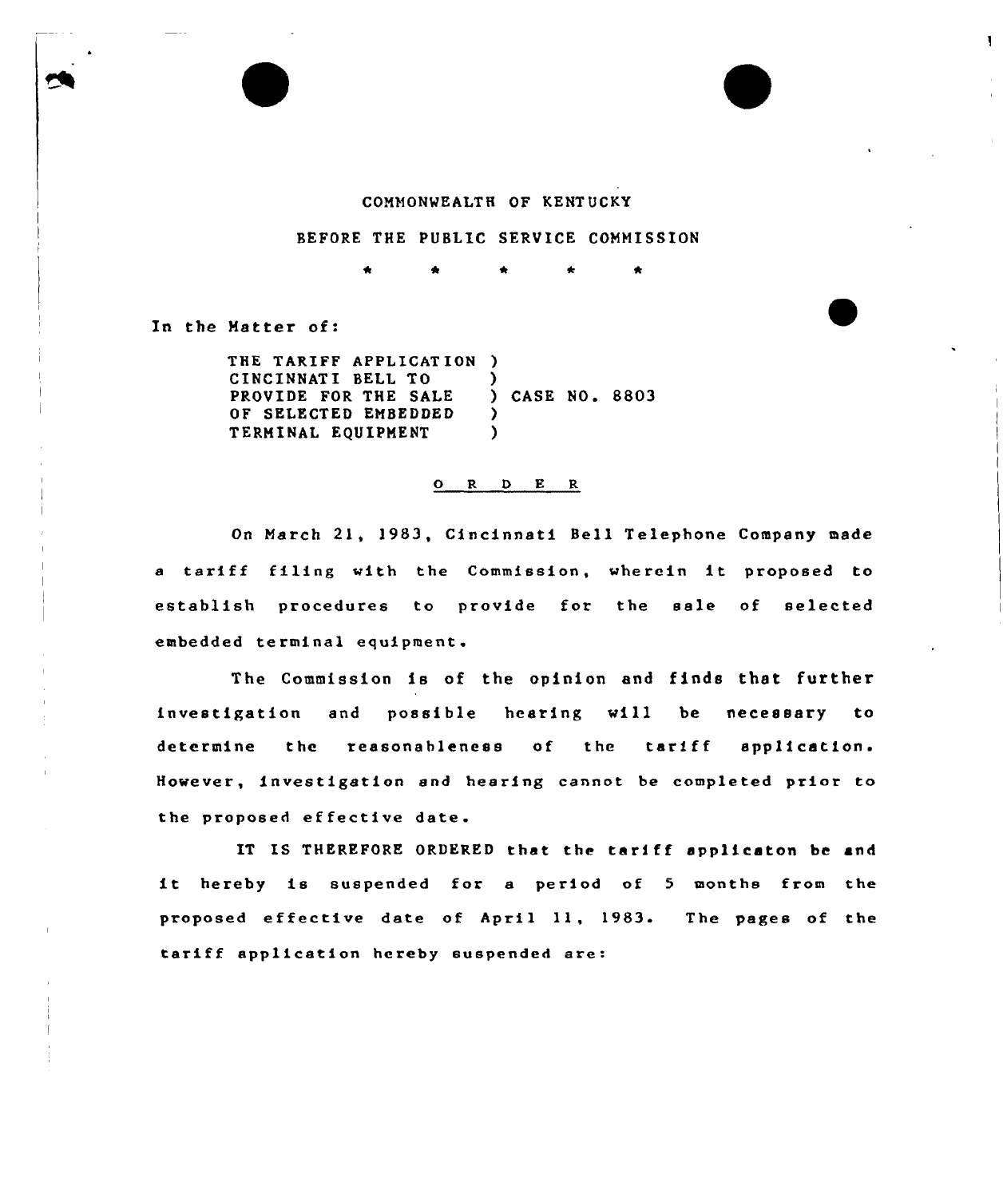COMMONWEALTH OF KENTUCKY

BEFORE THE PUBLIC SERVICE COMMISSION

\* \* \* \* \*

In the Matter of:

THE TARIFF APPLICATION )
CINCINNATI BELL TO )
PROVIDE FOR THE SALE ) CASE NO. 8803
OF SELECTED EMBEDDED )
TERMINAL EQUIPMENT )

O R D E R

On March 21, 1983, Cincinnati Bell Telephone Company made a tariff filing with the Commission, wherein it proposed to establish procedures to provide for the sale of selected embedded terminal equipment.

The Commission is of the opinion and finds that further investigation and possible hearing will be necessary to determine the reasonableness of the tariff application. However, investigation and hearing cannot be completed prior to the proposed effective date.

IT IS THEREFORE ORDERED that the tariff applicaton be and it hereby is suspended for a period of 5 months from the proposed effective date of April 11, 1983. The pages of the tariff application hereby suspended are: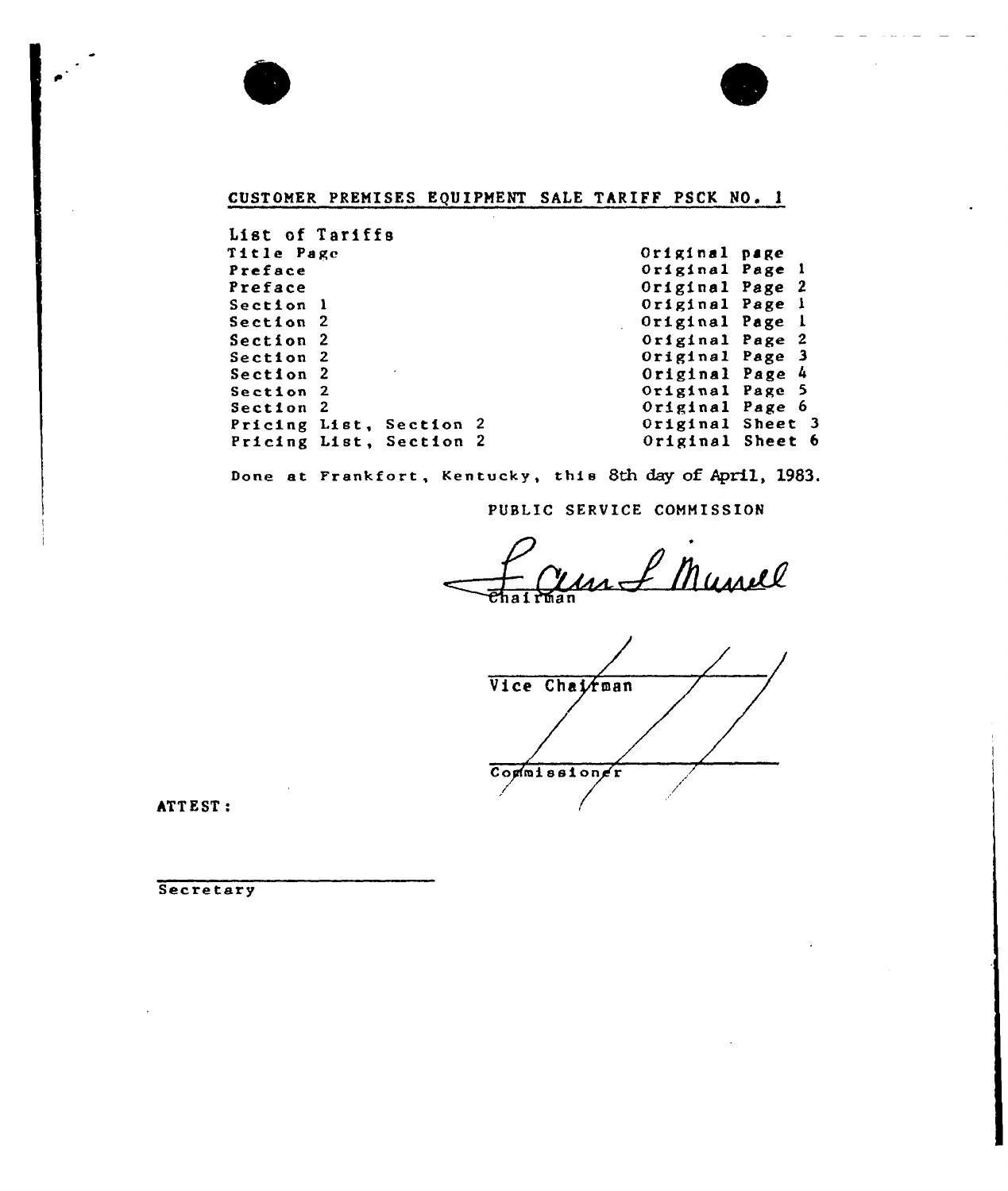## CUSTOMER PREMISES EQUIPMENT SALE TARIFF PSCK NO. 1

List of Tariffs

| | |
|---|---|
| Title Page | Original page |
| Preface | Original Page 1 |
| Preface | Original Page 2 |
| Section 1 | Original Page 1 |
| Section 2 | Original Page 1 |
| Section 2 | Original Page 2 |
| Section 2 | Original Page 3 |
| Section 2 | Original Page 4 |
| Section 2 | Original Page 5 |
| Section 2 | Original Page 6 |
| Pricing List, Section 2 | Original Sheet 3 |
| Pricing List, Section 2 | Original Sheet 6 |

Done at Frankfort, Kentucky, this 8th day of April, 1983.

PUBLIC SERVICE COMMISSION

Chairman

Vice Chairman

Commissioner

ATTEST:

Secretary